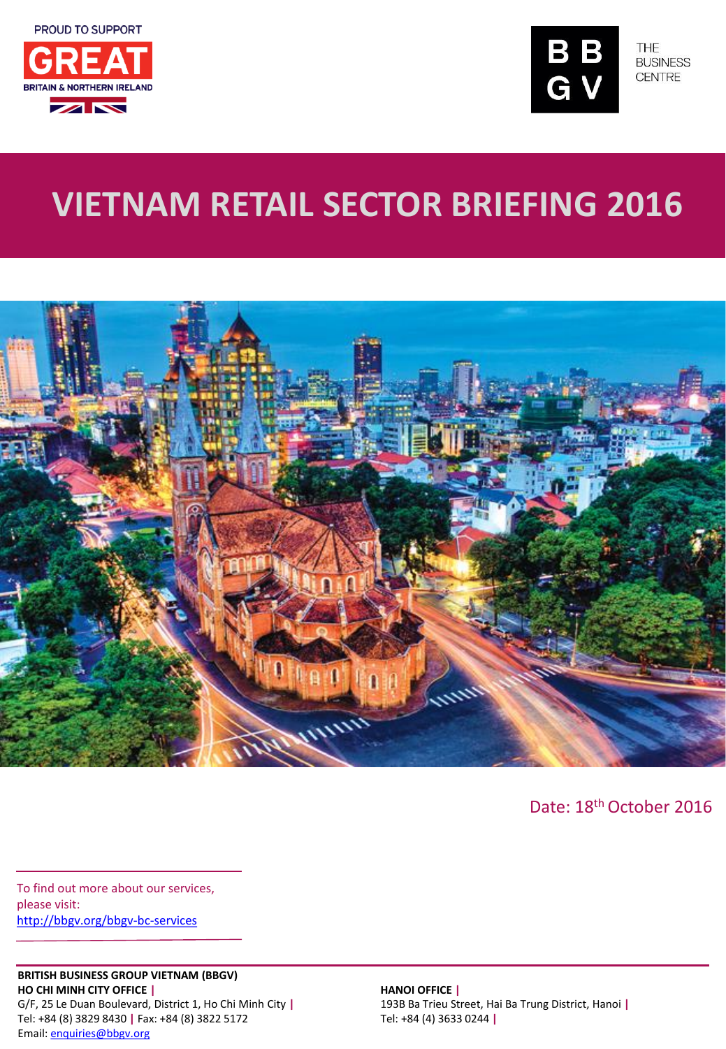PROUD TO SUPPORT

GREAT

BRITAIN & NORTHERN IRELAND

BBGV THE BUSINESS CENTRE

# VIETNAM RETAIL SECTOR BRIEFING 2016

Date: 18th October 2016

To find out more about our services, please visit:
http://bbgv.org/bbgv-bc-services

**BRITISH BUSINESS GROUP VIETNAM (BBGV)**

**HO CHI MINH CITY OFFICE |**
G/F, 25 Le Duan Boulevard, District 1, Ho Chi Minh City |
Tel: +84 (8) 3829 8430 | Fax: +84 (8) 3822 5172
Email: enquiries@bbgv.org

**HANOI OFFICE |**
193B Ba Trieu Street, Hai Ba Trung District, Hanoi |
Tel: +84 (4) 3633 0244 |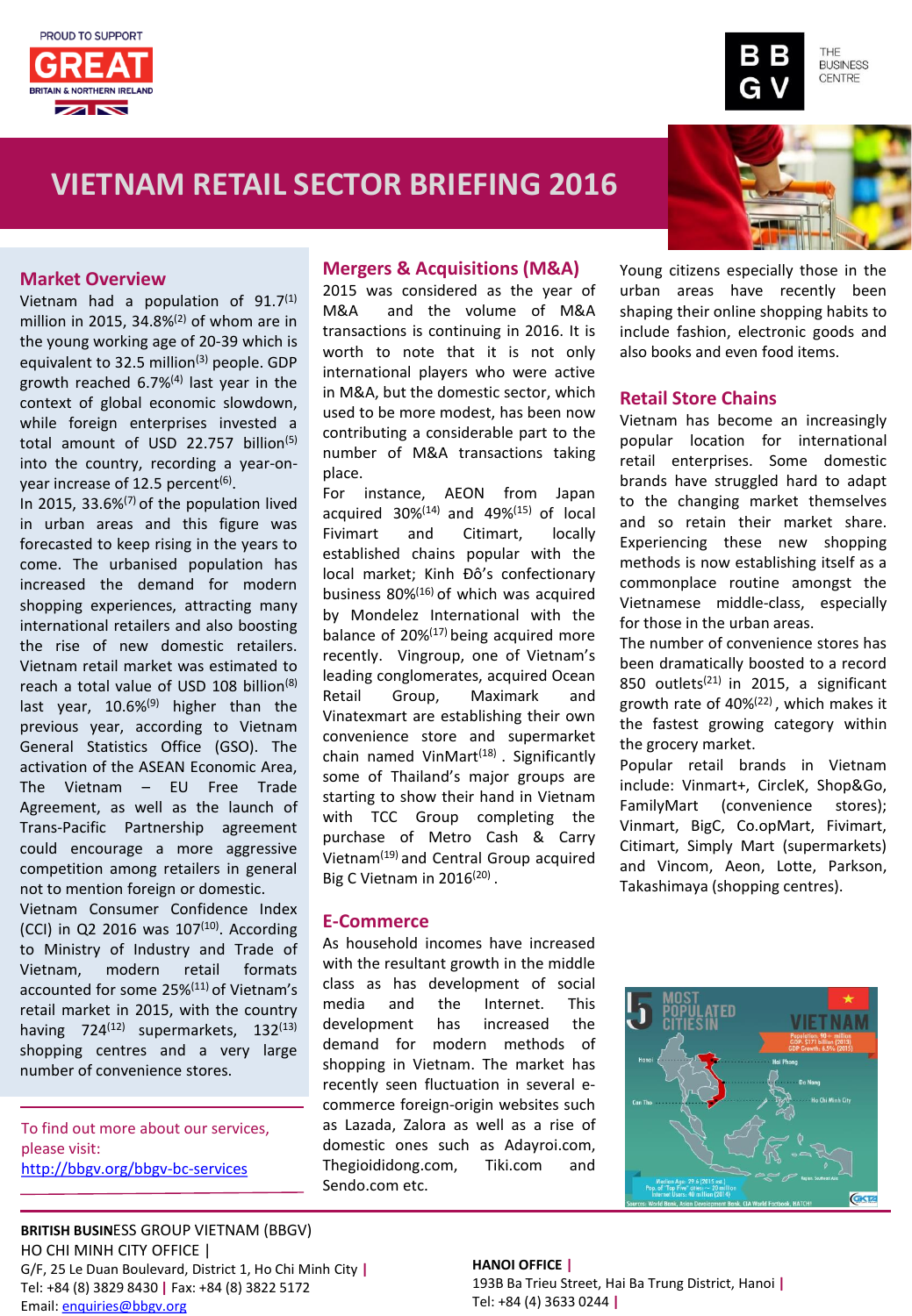# VIETNAM RETAIL SECTOR BRIEFING 2016

## Market Overview

Vietnam had a population of 91.7[1] million in 2015, 34.8%[2] of whom are in the young working age of 20-39 which is equivalent to 32.5 million[3] people. GDP growth reached 6.7%[4] last year in the context of global economic slowdown, while foreign enterprises invested a total amount of USD 22.757 billion[5] into the country, recording a year-on-year increase of 12.5 percent[6].

In 2015, 33.6%[7] of the population lived in urban areas and this figure was forecasted to keep rising in the years to come. The urbanised population has increased the demand for modern shopping experiences, attracting many international retailers and also boosting the rise of new domestic retailers. Vietnam retail market was estimated to reach a total value of USD 108 billion[8] last year, 10.6%[9] higher than the previous year, according to Vietnam General Statistics Office (GSO). The activation of the ASEAN Economic Area, The Vietnam – EU Free Trade Agreement, as well as the launch of Trans-Pacific Partnership agreement could encourage a more aggressive competition among retailers in general not to mention foreign or domestic.

Vietnam Consumer Confidence Index (CCI) in Q2 2016 was 107[10]. According to Ministry of Industry and Trade of Vietnam, modern retail formats accounted for some 25%[11] of Vietnam's retail market in 2015, with the country having 724[12] supermarkets, 132[13] shopping centres and a very large number of convenience stores.

To find out more about our services, please visit: http://bbgv.org/bbgv-bc-services

## Mergers & Acquisitions (M&A)

2015 was considered as the year of M&A and the volume of M&A transactions is continuing in 2016. It is worth to note that it is not only international players who were active in M&A, but the domestic sector, which used to be more modest, has been now contributing a considerable part to the number of M&A transactions taking place.

For instance, AEON from Japan acquired 30%[14] and 49%[15] of local Fivimart and Citimart, locally established chains popular with the local market; Kinh Đô's confectionary business 80%[16] of which was acquired by Mondelez International with the balance of 20%[17] being acquired more recently. Vingroup, one of Vietnam's leading conglomerates, acquired Ocean Retail Group, Maximark and Vinatexmart are establishing their own convenience store and supermarket chain named VinMart[18]. Significantly some of Thailand's major groups are starting to show their hand in Vietnam with TCC Group completing the purchase of Metro Cash & Carry Vietnam[19] and Central Group acquired Big C Vietnam in 2016[20].

## E-Commerce

As household incomes have increased with the resultant growth in the middle class as has development of social media and the Internet. This development has increased the demand for modern methods of shopping in Vietnam. The market has recently seen fluctuation in several e-commerce foreign-origin websites such as Lazada, Zalora as well as a rise of domestic ones such as Adayroi.com, Thegioididong.com, Tiki.com and Sendo.com etc.

Young citizens especially those in the urban areas have recently been shaping their online shopping habits to include fashion, electronic goods and also books and even food items.

## Retail Store Chains

Vietnam has become an increasingly popular location for international retail enterprises. Some domestic brands have struggled hard to adapt to the changing market themselves and so retain their market share. Experiencing these new shopping methods is now establishing itself as a commonplace routine amongst the Vietnamese middle-class, especially for those in the urban areas.

The number of convenience stores has been dramatically boosted to a record 850 outlets[21] in 2015, a significant growth rate of 40%[22], which makes it the fastest growing category within the grocery market.

Popular retail brands in Vietnam include: Vinmart+, CircleK, Shop&Go, FamilyMart (convenience stores); Vinmart, BigC, Co.opMart, Fivimart, Citimart, Simply Mart (supermarkets) and Vincom, Aeon, Lotte, Parkson, Takashimaya (shopping centres).

**BRITISH BUSINESS GROUP VIETNAM (BBGV)**
HO CHI MINH CITY OFFICE |
G/F, 25 Le Duan Boulevard, District 1, Ho Chi Minh City |
Tel: +84 (8) 3829 8430 | Fax: +84 (8) 3822 5172
Email: enquiries@bbgv.org

**HANOI OFFICE |**
193B Ba Trieu Street, Hai Ba Trung District, Hanoi |
Tel: +84 (4) 3633 0244 |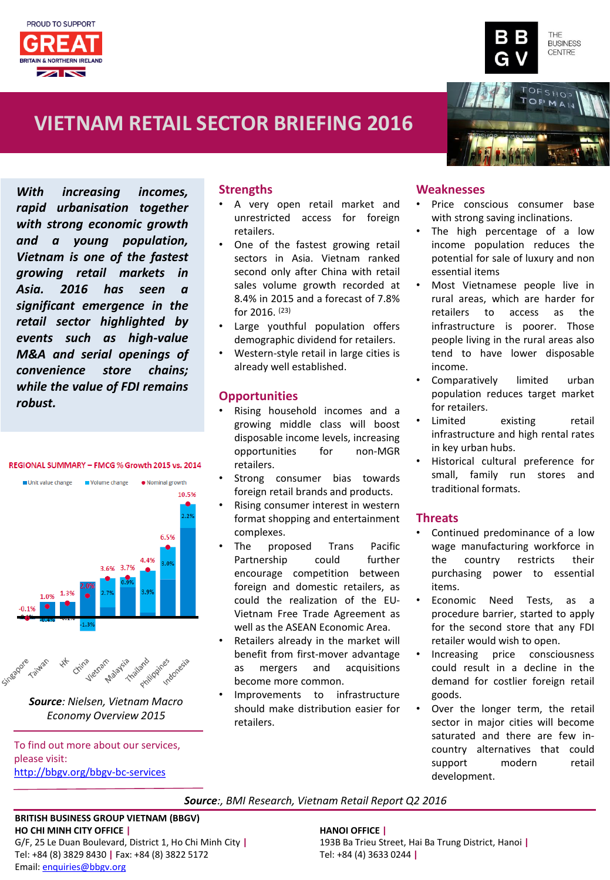# VIETNAM RETAIL SECTOR BRIEFING 2016

***With increasing incomes, rapid urbanisation together with strong economic growth and a young population, Vietnam is one of the fastest growing retail markets in Asia. 2016 has seen a significant emergence in the retail sector highlighted by events such as high-value M&A and serial openings of convenience store chains; while the value of FDI remains robust.***

**REGIONAL SUMMARY – FMCG % Growth 2015 vs. 2014**

| Country | Unit value change | Volume change | Nominal growth |
|---|---|---|---|
| Singapore | | | -0.1% |
| Taiwan | | -0.4% | 1.0% |
| HK | | -0.1% | 1.3% |
| China | 2.0% | -1.3% | |
| Vietnam | | 2.7% | 3.6% |
| Malaysia | | 0.9% | 3.7% |
| Thailand | | 3.9% | 4.4% |
| Philippines | | 3.0% | 6.5% |
| Indonesia | | 2.2% | 10.5% |

***Source**: Nielsen, Vietnam Macro Economy Overview 2015*

To find out more about our services, please visit:
http://bbgv.org/bbgv-bc-services

## Strengths

- A very open retail market and with unrestricted access for foreign retailers.
- One of the fastest growing retail sectors in Asia. Vietnam ranked second only after China with retail sales volume growth recorded at 8.4% in 2015 and a forecast of 7.8% for 2016. [23]
- Large youthful population offers demographic dividend for retailers.
- Western-style retail in large cities is already well established.

## Opportunities

- Rising household incomes and a growing middle class will boost disposable income levels, increasing opportunities for non-MGR retailers.
- Strong consumer bias towards foreign retail brands and products.
- Rising consumer interest in western format shopping and entertainment complexes.
- The proposed Trans Pacific Partnership could further encourage competition between foreign and domestic retailers, as could the realization of the EU-Vietnam Free Trade Agreement as well as the ASEAN Economic Area.
- Retailers already in the market will benefit from first-mover advantage as mergers and acquisitions become more common.
- Improvements to infrastructure should make distribution easier for retailers.

## Weaknesses

- Price conscious consumer base with strong saving inclinations.
- The high percentage of a low income population reduces the potential for sale of luxury and non essential items
- Most Vietnamese people live in rural areas, which are harder for retailers to access as the infrastructure is poorer. Those people living in the rural areas also tend to have lower disposable income.
- Comparatively limited urban population reduces target market for retailers.
- Limited existing retail infrastructure and high rental rates in key urban hubs.
- Historical cultural preference for small, family run stores and traditional formats.

## Threats

- Continued predominance of a low wage manufacturing workforce in the country restricts their purchasing power to essential items.
- Economic Need Tests, as a procedure barrier, started to apply for the second store that any FDI retailer would wish to open.
- Increasing price consciousness could result in a decline in the demand for costlier foreign retail goods.
- Over the longer term, the retail sector in major cities will become saturated and there are few in-country alternatives that could support modern retail development.

***Source**:, BMI Research, Vietnam Retail Report Q2 2016*

**BRITISH BUSINESS GROUP VIETNAM (BBGV)**

**HO CHI MINH CITY OFFICE |**
G/F, 25 Le Duan Boulevard, District 1, Ho Chi Minh City |
Tel: +84 (8) 3829 8430 | Fax: +84 (8) 3822 5172
Email: enquiries@bbgv.org

**HANOI OFFICE |**
193B Ba Trieu Street, Hai Ba Trung District, Hanoi |
Tel: +84 (4) 3633 0244 |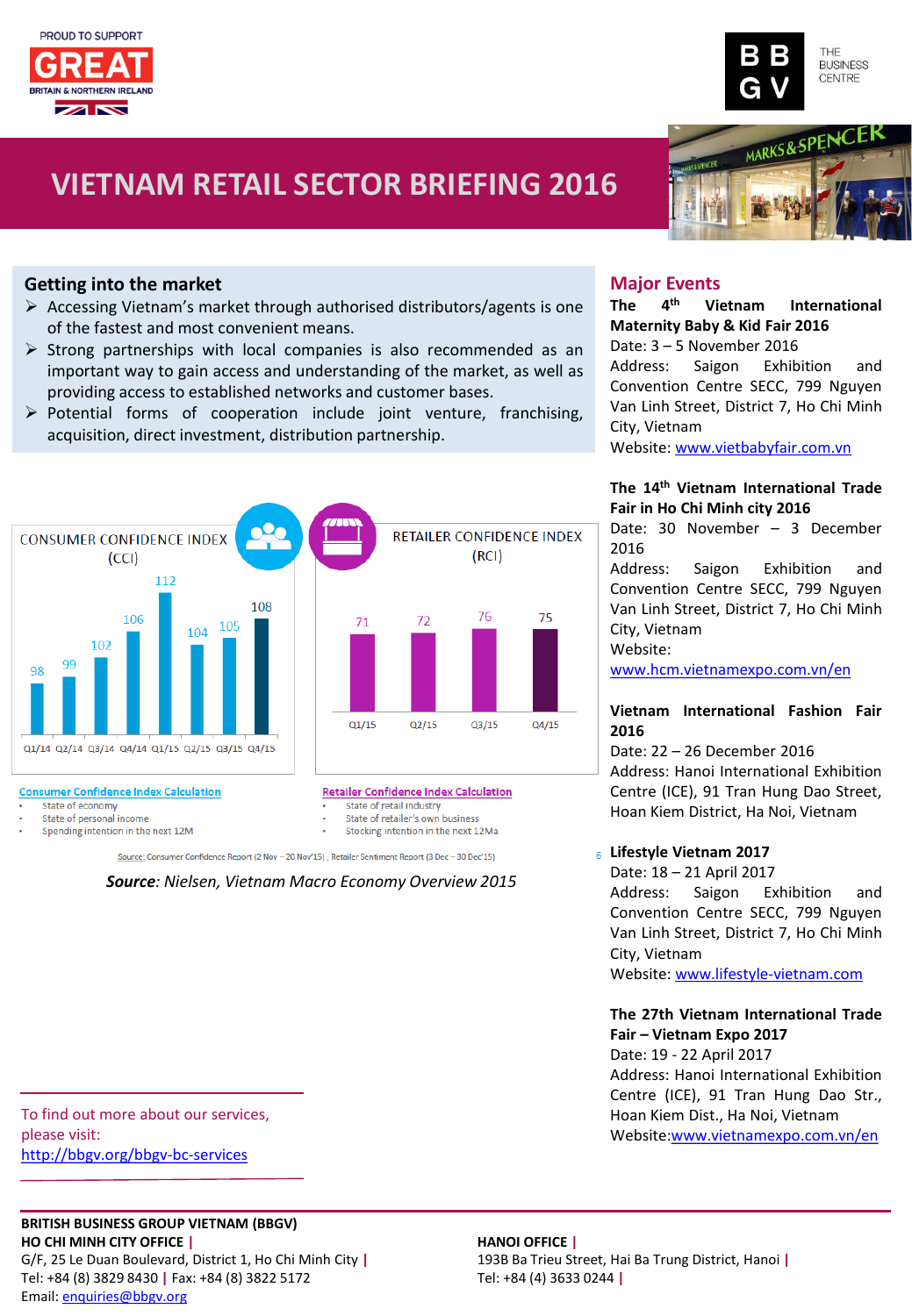PROUD TO SUPPORT GREAT BRITAIN & NORTHERN IRELAND

BBGV THE BUSINESS CENTRE

# VIETNAM RETAIL SECTOR BRIEFING 2016

## Getting into the market

- Accessing Vietnam's market through authorised distributors/agents is one of the fastest and most convenient means.
- Strong partnerships with local companies is also recommended as an important way to gain access and understanding of the market, as well as providing access to established networks and customer bases.
- Potential forms of cooperation include joint venture, franchising, acquisition, direct investment, distribution partnership.

**CONSUMER CONFIDENCE INDEX (CCI)**

| Q1/14 | Q2/14 | Q3/14 | Q4/14 | Q1/15 | Q2/15 | Q3/15 | Q4/15 |
|---|---|---|---|---|---|---|---|
| 98 | 99 | 102 | 106 | 112 | 104 | 105 | 108 |

**RETAILER CONFIDENCE INDEX (RCI)**

| Q1/15 | Q2/15 | Q3/15 | Q4/15 |
|---|---|---|---|
| 71 | 72 | 76 | 75 |

Consumer Confidence Index Calculation
- State of economy
- State of personal income
- Spending intention in the next 12M

Retailer Confidence Index Calculation
- State of retail industry
- State of retailer's own business
- Stocking intention in the next 12Ma

Source: Consumer Confidence Report (2 Nov – 20 Nov'15) ; Retailer Sentiment Report (3 Dec – 30 Dec'15)

***Source**: Nielsen, Vietnam Macro Economy Overview 2015*

## Major Events

**The 4th Vietnam International Maternity Baby & Kid Fair 2016**
Date: 3 – 5 November 2016
Address: Saigon Exhibition and Convention Centre SECC, 799 Nguyen Van Linh Street, District 7, Ho Chi Minh City, Vietnam
Website: www.vietbabyfair.com.vn

**The 14th Vietnam International Trade Fair in Ho Chi Minh city 2016**
Date: 30 November – 3 December 2016
Address: Saigon Exhibition and Convention Centre SECC, 799 Nguyen Van Linh Street, District 7, Ho Chi Minh City, Vietnam
Website: www.hcm.vietnamexpo.com.vn/en

**Vietnam International Fashion Fair 2016**
Date: 22 – 26 December 2016
Address: Hanoi International Exhibition Centre (ICE), 91 Tran Hung Dao Street, Hoan Kiem District, Ha Noi, Vietnam

**Lifestyle Vietnam 2017**
Date: 18 – 21 April 2017
Address: Saigon Exhibition and Convention Centre SECC, 799 Nguyen Van Linh Street, District 7, Ho Chi Minh City, Vietnam
Website: www.lifestyle-vietnam.com

**The 27th Vietnam International Trade Fair – Vietnam Expo 2017**
Date: 19 - 22 April 2017
Address: Hanoi International Exhibition Centre (ICE), 91 Tran Hung Dao Str., Hoan Kiem Dist., Ha Noi, Vietnam
Website:www.vietnamexpo.com.vn/en

To find out more about our services, please visit: http://bbgv.org/bbgv-bc-services

**BRITISH BUSINESS GROUP VIETNAM (BBGV)**

**HO CHI MINH CITY OFFICE |**
G/F, 25 Le Duan Boulevard, District 1, Ho Chi Minh City |
Tel: +84 (8) 3829 8430 | Fax: +84 (8) 3822 5172
Email: enquiries@bbgv.org

**HANOI OFFICE |**
193B Ba Trieu Street, Hai Ba Trung District, Hanoi |
Tel: +84 (4) 3633 0244 |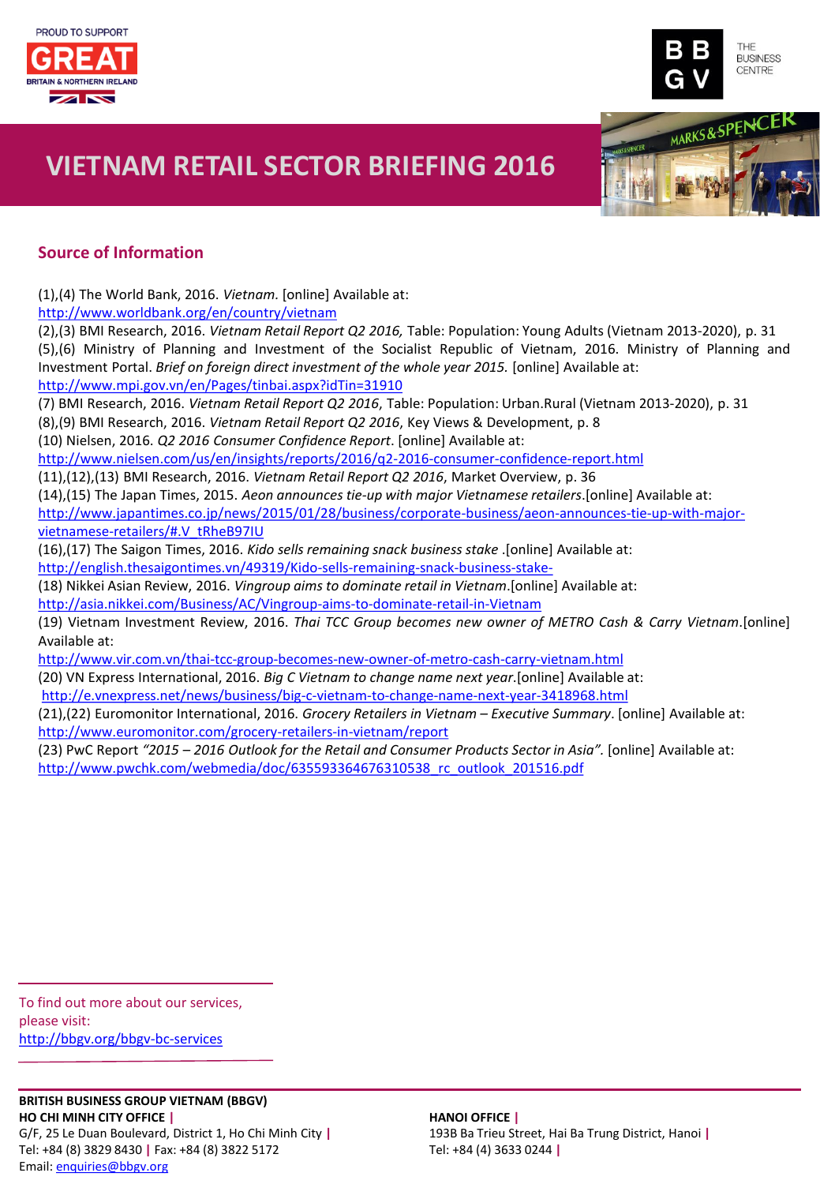# VIETNAM RETAIL SECTOR BRIEFING 2016

## Source of Information

(1),(4) The World Bank, 2016. *Vietnam.* [online] Available at: http://www.worldbank.org/en/country/vietnam

(2),(3) BMI Research, 2016. *Vietnam Retail Report Q2 2016,* Table: Population: Young Adults (Vietnam 2013-2020), p. 31

(5),(6) Ministry of Planning and Investment of the Socialist Republic of Vietnam, 2016. Ministry of Planning and Investment Portal. *Brief on foreign direct investment of the whole year 2015.* [online] Available at: http://www.mpi.gov.vn/en/Pages/tinbai.aspx?idTin=31910

(7) BMI Research, 2016. *Vietnam Retail Report Q2 2016*, Table: Population: Urban.Rural (Vietnam 2013-2020), p. 31

(8),(9) BMI Research, 2016. *Vietnam Retail Report Q2 2016*, Key Views & Development, p. 8

(10) Nielsen, 2016. *Q2 2016 Consumer Confidence Report*. [online] Available at: http://www.nielsen.com/us/en/insights/reports/2016/q2-2016-consumer-confidence-report.html

(11),(12),(13) BMI Research, 2016. *Vietnam Retail Report Q2 2016*, Market Overview, p. 36

(14),(15) The Japan Times, 2015. *Aeon announces tie-up with major Vietnamese retailers*.[online] Available at: http://www.japantimes.co.jp/news/2015/01/28/business/corporate-business/aeon-announces-tie-up-with-major-vietnamese-retailers/#.V_tRheB97IU

(16),(17) The Saigon Times, 2016. *Kido sells remaining snack business stake* .[online] Available at: http://english.thesaigontimes.vn/49319/Kido-sells-remaining-snack-business-stake-

(18) Nikkei Asian Review, 2016. *Vingroup aims to dominate retail in Vietnam*.[online] Available at: http://asia.nikkei.com/Business/AC/Vingroup-aims-to-dominate-retail-in-Vietnam

(19) Vietnam Investment Review, 2016. *Thai TCC Group becomes new owner of METRO Cash & Carry Vietnam*.[online] Available at: http://www.vir.com.vn/thai-tcc-group-becomes-new-owner-of-metro-cash-carry-vietnam.html

(20) VN Express International, 2016. *Big C Vietnam to change name next year*.[online] Available at: http://e.vnexpress.net/news/business/big-c-vietnam-to-change-name-next-year-3418968.html

(21),(22) Euromonitor International, 2016. *Grocery Retailers in Vietnam – Executive Summary*. [online] Available at: http://www.euromonitor.com/grocery-retailers-in-vietnam/report

(23) PwC Report *"2015 – 2016 Outlook for the Retail and Consumer Products Sector in Asia"*. [online] Available at: http://www.pwchk.com/webmedia/doc/635593364676310538_rc_outlook_201516.pdf

To find out more about our services, please visit: http://bbgv.org/bbgv-bc-services

**BRITISH BUSINESS GROUP VIETNAM (BBGV)**

**HO CHI MINH CITY OFFICE |**
G/F, 25 Le Duan Boulevard, District 1, Ho Chi Minh City |
Tel: +84 (8) 3829 8430 | Fax: +84 (8) 3822 5172
Email: enquiries@bbgv.org

**HANOI OFFICE |**
193B Ba Trieu Street, Hai Ba Trung District, Hanoi |
Tel: +84 (4) 3633 0244 |